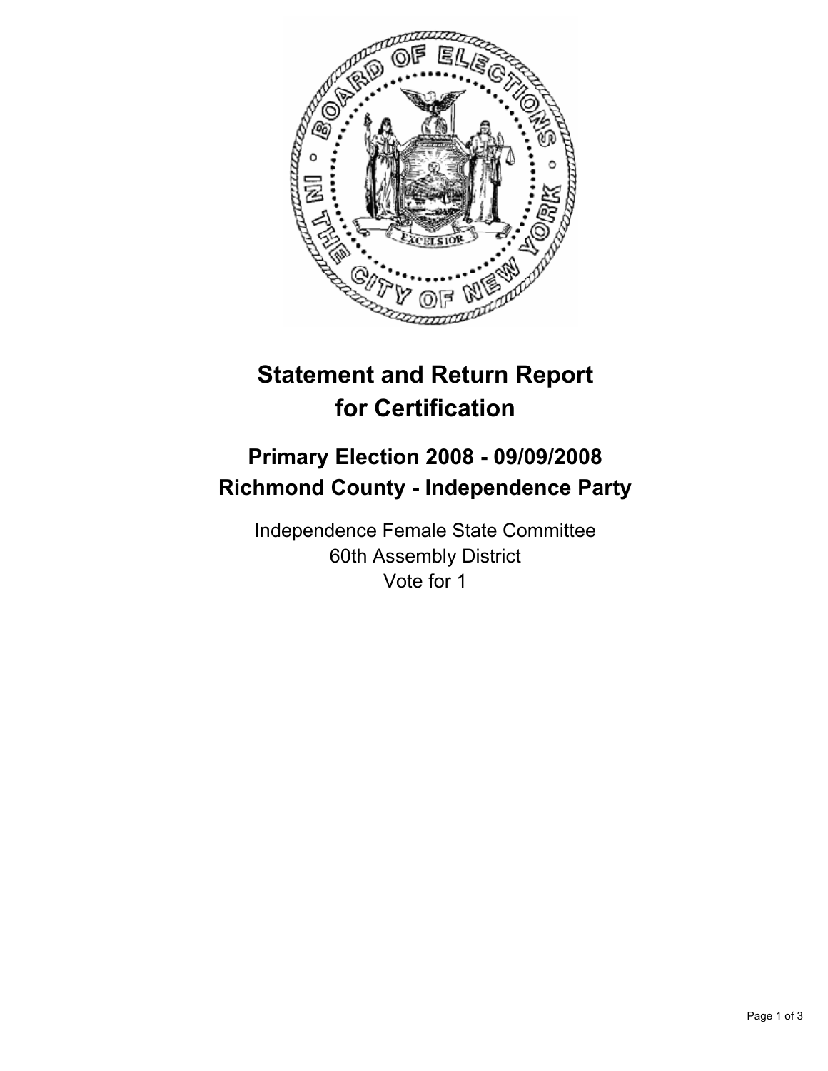# Statement and Return Report for Certification

## Primary Election 2008 - 09/09/2008
## Richmond County - Independence Party

Independence Female State Committee
60th Assembly District
Vote for 1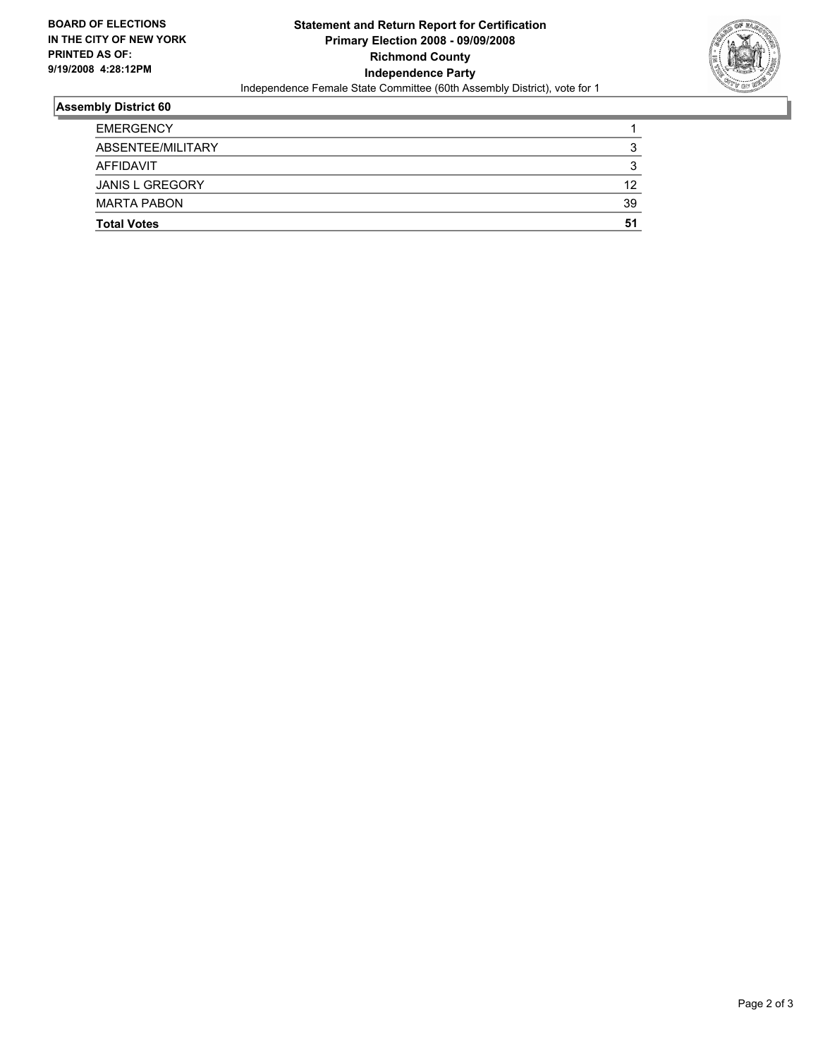**BOARD OF ELECTIONS**
**IN THE CITY OF NEW YORK**
**PRINTED AS OF:**
**9/19/2008 4:28:12PM**

# Statement and Return Report for Certification
## Primary Election 2008 - 09/09/2008
## Richmond County
## Independence Party

Independence Female State Committee (60th Assembly District), vote for 1

### Assembly District 60

| | |
|---|---|
| EMERGENCY | 1 |
| ABSENTEE/MILITARY | 3 |
| AFFIDAVIT | 3 |
| JANIS L GREGORY | 12 |
| MARTA PABON | 39 |
| **Total Votes** | **51** |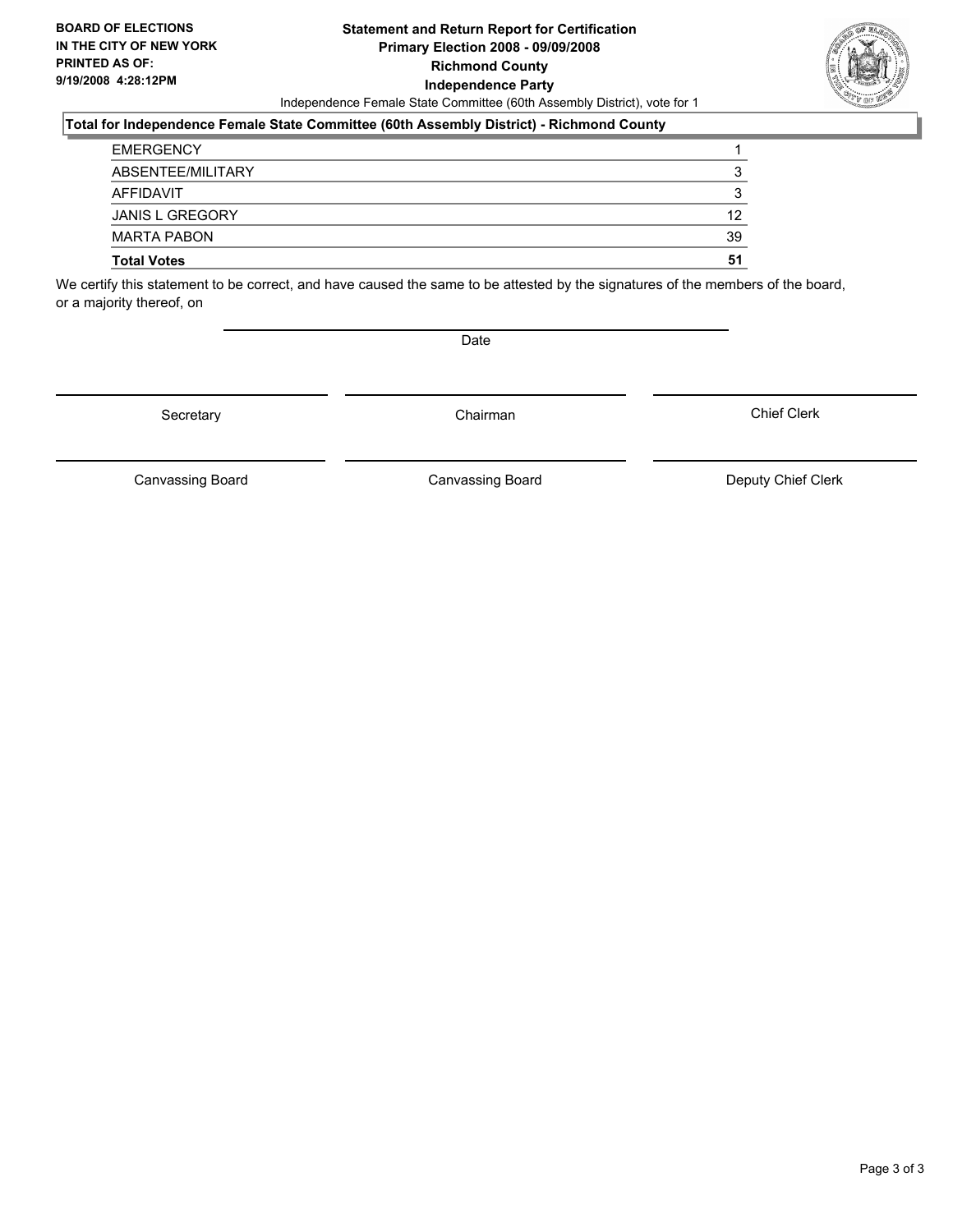**BOARD OF ELECTIONS IN THE CITY OF NEW YORK PRINTED AS OF: 9/19/2008 4:28:12PM**

**Statement and Return Report for Certification**
**Primary Election 2008 - 09/09/2008**
**Richmond County**
**Independence Party**

Independence Female State Committee (60th Assembly District), vote for 1

**Total for Independence Female State Committee (60th Assembly District) - Richmond County**

| | |
|---|---|
| EMERGENCY | 1 |
| ABSENTEE/MILITARY | 3 |
| AFFIDAVIT | 3 |
| JANIS L GREGORY | 12 |
| MARTA PABON | 39 |
| **Total Votes** | **51** |

We certify this statement to be correct, and have caused the same to be attested by the signatures of the members of the board, or a majority thereof, on

Date

Secretary | Chairman | Chief Clerk

Canvassing Board | Canvassing Board | Deputy Chief Clerk